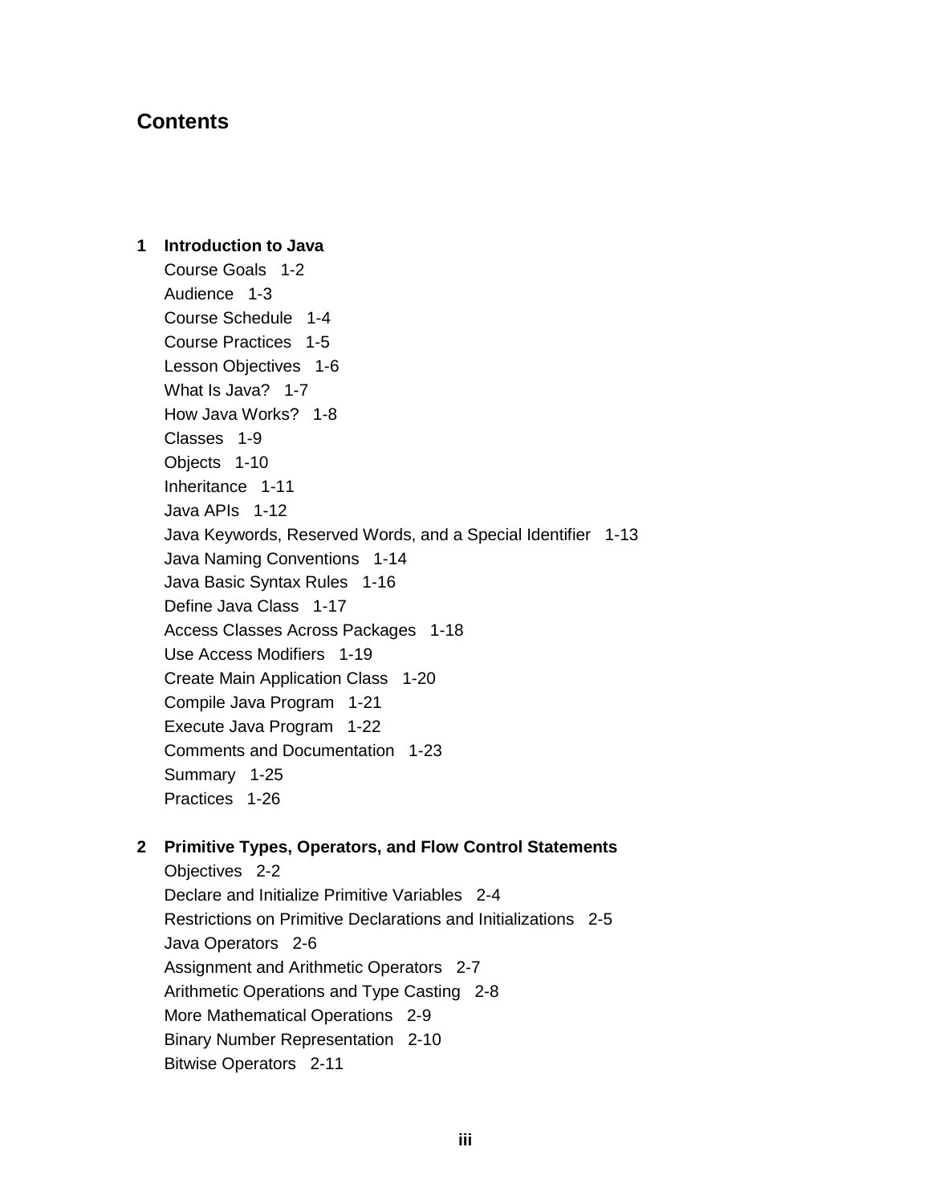# Contents

**1 Introduction to Java**

Course Goals 1-2
Audience 1-3
Course Schedule 1-4
Course Practices 1-5
Lesson Objectives 1-6
What Is Java? 1-7
How Java Works? 1-8
Classes 1-9
Objects 1-10
Inheritance 1-11
Java APIs 1-12
Java Keywords, Reserved Words, and a Special Identifier 1-13
Java Naming Conventions 1-14
Java Basic Syntax Rules 1-16
Define Java Class 1-17
Access Classes Across Packages 1-18
Use Access Modifiers 1-19
Create Main Application Class 1-20
Compile Java Program 1-21
Execute Java Program 1-22
Comments and Documentation 1-23
Summary 1-25
Practices 1-26

**2 Primitive Types, Operators, and Flow Control Statements**

Objectives 2-2
Declare and Initialize Primitive Variables 2-4
Restrictions on Primitive Declarations and Initializations 2-5
Java Operators 2-6
Assignment and Arithmetic Operators 2-7
Arithmetic Operations and Type Casting 2-8
More Mathematical Operations 2-9
Binary Number Representation 2-10
Bitwise Operators 2-11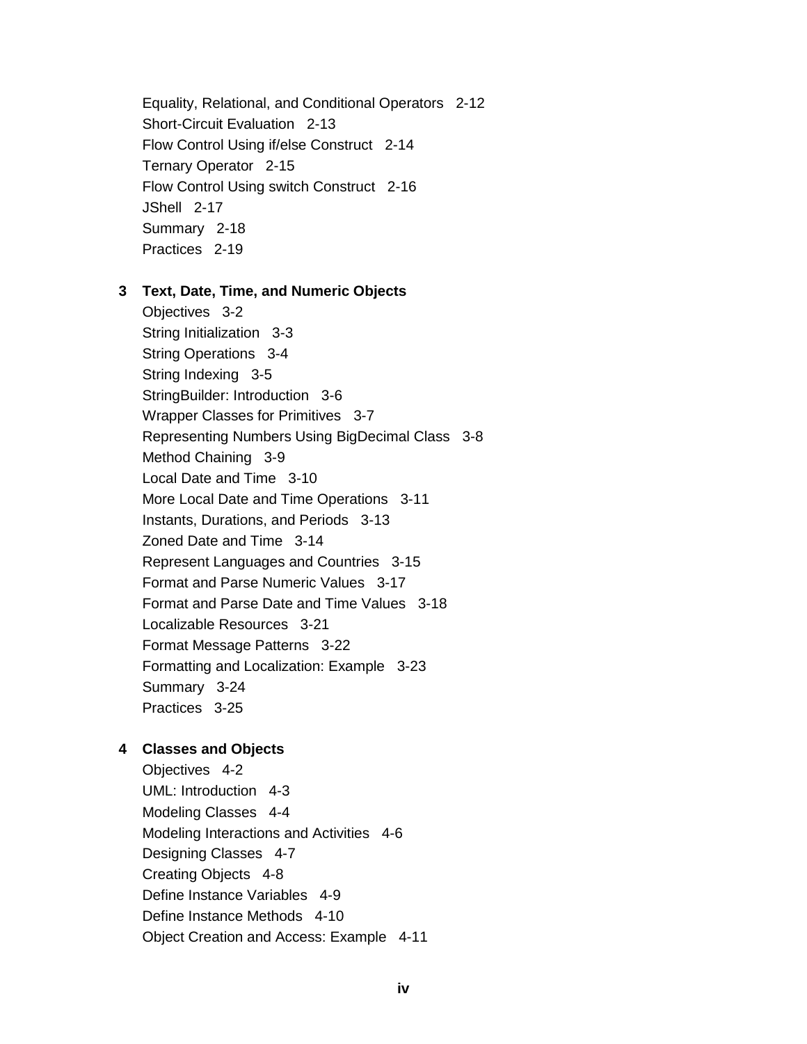Equality, Relational, and Conditional Operators 2-12
Short-Circuit Evaluation 2-13
Flow Control Using if/else Construct 2-14
Ternary Operator 2-15
Flow Control Using switch Construct 2-16
JShell 2-17
Summary 2-18
Practices 2-19

**3 Text, Date, Time, and Numeric Objects**

Objectives 3-2
String Initialization 3-3
String Operations 3-4
String Indexing 3-5
StringBuilder: Introduction 3-6
Wrapper Classes for Primitives 3-7
Representing Numbers Using BigDecimal Class 3-8
Method Chaining 3-9
Local Date and Time 3-10
More Local Date and Time Operations 3-11
Instants, Durations, and Periods 3-13
Zoned Date and Time 3-14
Represent Languages and Countries 3-15
Format and Parse Numeric Values 3-17
Format and Parse Date and Time Values 3-18
Localizable Resources 3-21
Format Message Patterns 3-22
Formatting and Localization: Example 3-23
Summary 3-24
Practices 3-25

**4 Classes and Objects**

Objectives 4-2
UML: Introduction 4-3
Modeling Classes 4-4
Modeling Interactions and Activities 4-6
Designing Classes 4-7
Creating Objects 4-8
Define Instance Variables 4-9
Define Instance Methods 4-10
Object Creation and Access: Example 4-11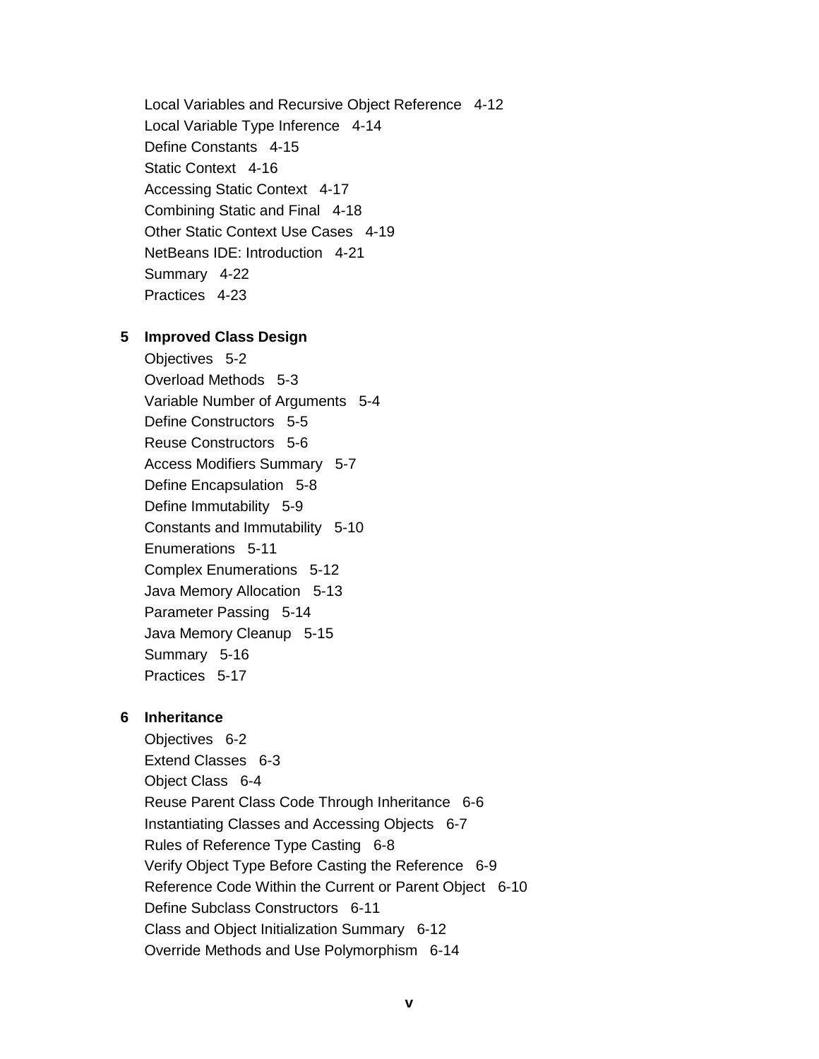Local Variables and Recursive Object Reference   4-12
Local Variable Type Inference   4-14
Define Constants   4-15
Static Context   4-16
Accessing Static Context   4-17
Combining Static and Final   4-18
Other Static Context Use Cases   4-19
NetBeans IDE: Introduction   4-21
Summary   4-22
Practices   4-23

**5 Improved Class Design**

Objectives   5-2
Overload Methods   5-3
Variable Number of Arguments   5-4
Define Constructors   5-5
Reuse Constructors   5-6
Access Modifiers Summary   5-7
Define Encapsulation   5-8
Define Immutability   5-9
Constants and Immutability   5-10
Enumerations   5-11
Complex Enumerations   5-12
Java Memory Allocation   5-13
Parameter Passing   5-14
Java Memory Cleanup   5-15
Summary   5-16
Practices   5-17

**6 Inheritance**

Objectives   6-2
Extend Classes   6-3
Object Class   6-4
Reuse Parent Class Code Through Inheritance   6-6
Instantiating Classes and Accessing Objects   6-7
Rules of Reference Type Casting   6-8
Verify Object Type Before Casting the Reference   6-9
Reference Code Within the Current or Parent Object   6-10
Define Subclass Constructors   6-11
Class and Object Initialization Summary   6-12
Override Methods and Use Polymorphism   6-14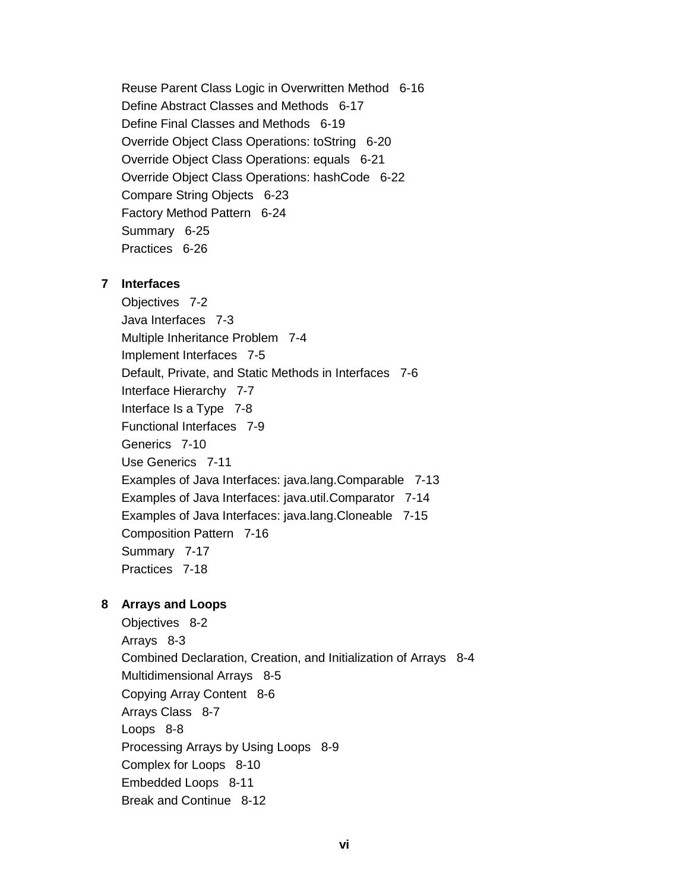Reuse Parent Class Logic in Overwritten Method 6-16
Define Abstract Classes and Methods 6-17
Define Final Classes and Methods 6-19
Override Object Class Operations: toString 6-20
Override Object Class Operations: equals 6-21
Override Object Class Operations: hashCode 6-22
Compare String Objects 6-23
Factory Method Pattern 6-24
Summary 6-25
Practices 6-26

**7 Interfaces**

Objectives 7-2
Java Interfaces 7-3
Multiple Inheritance Problem 7-4
Implement Interfaces 7-5
Default, Private, and Static Methods in Interfaces 7-6
Interface Hierarchy 7-7
Interface Is a Type 7-8
Functional Interfaces 7-9
Generics 7-10
Use Generics 7-11
Examples of Java Interfaces: java.lang.Comparable 7-13
Examples of Java Interfaces: java.util.Comparator 7-14
Examples of Java Interfaces: java.lang.Cloneable 7-15
Composition Pattern 7-16
Summary 7-17
Practices 7-18

**8 Arrays and Loops**

Objectives 8-2
Arrays 8-3
Combined Declaration, Creation, and Initialization of Arrays 8-4
Multidimensional Arrays 8-5
Copying Array Content 8-6
Arrays Class 8-7
Loops 8-8
Processing Arrays by Using Loops 8-9
Complex for Loops 8-10
Embedded Loops 8-11
Break and Continue 8-12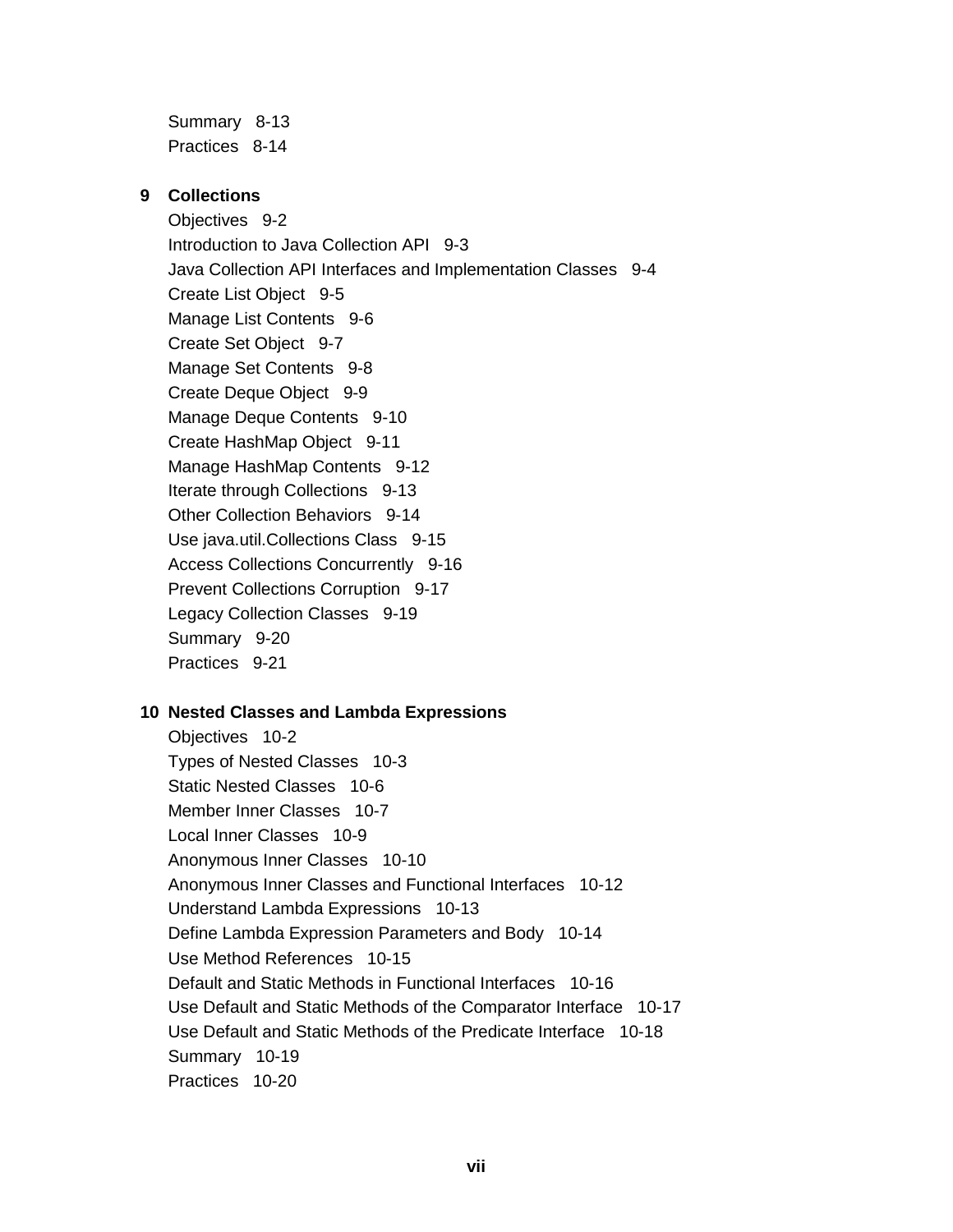Summary 8-13
Practices 8-14

**9 Collections**

Objectives 9-2
Introduction to Java Collection API 9-3
Java Collection API Interfaces and Implementation Classes 9-4
Create List Object 9-5
Manage List Contents 9-6
Create Set Object 9-7
Manage Set Contents 9-8
Create Deque Object 9-9
Manage Deque Contents 9-10
Create HashMap Object 9-11
Manage HashMap Contents 9-12
Iterate through Collections 9-13
Other Collection Behaviors 9-14
Use java.util.Collections Class 9-15
Access Collections Concurrently 9-16
Prevent Collections Corruption 9-17
Legacy Collection Classes 9-19
Summary 9-20
Practices 9-21

**10 Nested Classes and Lambda Expressions**

Objectives 10-2
Types of Nested Classes 10-3
Static Nested Classes 10-6
Member Inner Classes 10-7
Local Inner Classes 10-9
Anonymous Inner Classes 10-10
Anonymous Inner Classes and Functional Interfaces 10-12
Understand Lambda Expressions 10-13
Define Lambda Expression Parameters and Body 10-14
Use Method References 10-15
Default and Static Methods in Functional Interfaces 10-16
Use Default and Static Methods of the Comparator Interface 10-17
Use Default and Static Methods of the Predicate Interface 10-18
Summary 10-19
Practices 10-20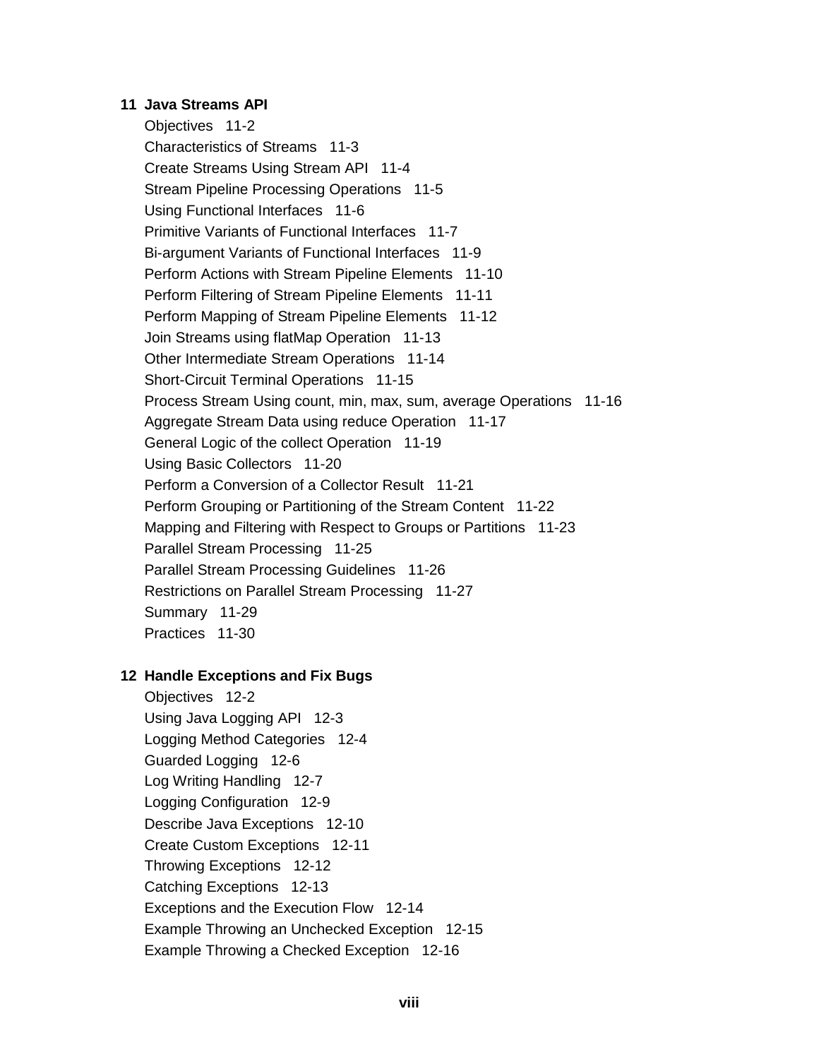**11 Java Streams API**

Objectives 11-2
Characteristics of Streams 11-3
Create Streams Using Stream API 11-4
Stream Pipeline Processing Operations 11-5
Using Functional Interfaces 11-6
Primitive Variants of Functional Interfaces 11-7
Bi-argument Variants of Functional Interfaces 11-9
Perform Actions with Stream Pipeline Elements 11-10
Perform Filtering of Stream Pipeline Elements 11-11
Perform Mapping of Stream Pipeline Elements 11-12
Join Streams using flatMap Operation 11-13
Other Intermediate Stream Operations 11-14
Short-Circuit Terminal Operations 11-15
Process Stream Using count, min, max, sum, average Operations 11-16
Aggregate Stream Data using reduce Operation 11-17
General Logic of the collect Operation 11-19
Using Basic Collectors 11-20
Perform a Conversion of a Collector Result 11-21
Perform Grouping or Partitioning of the Stream Content 11-22
Mapping and Filtering with Respect to Groups or Partitions 11-23
Parallel Stream Processing 11-25
Parallel Stream Processing Guidelines 11-26
Restrictions on Parallel Stream Processing 11-27
Summary 11-29
Practices 11-30

**12 Handle Exceptions and Fix Bugs**

Objectives 12-2
Using Java Logging API 12-3
Logging Method Categories 12-4
Guarded Logging 12-6
Log Writing Handling 12-7
Logging Configuration 12-9
Describe Java Exceptions 12-10
Create Custom Exceptions 12-11
Throwing Exceptions 12-12
Catching Exceptions 12-13
Exceptions and the Execution Flow 12-14
Example Throwing an Unchecked Exception 12-15
Example Throwing a Checked Exception 12-16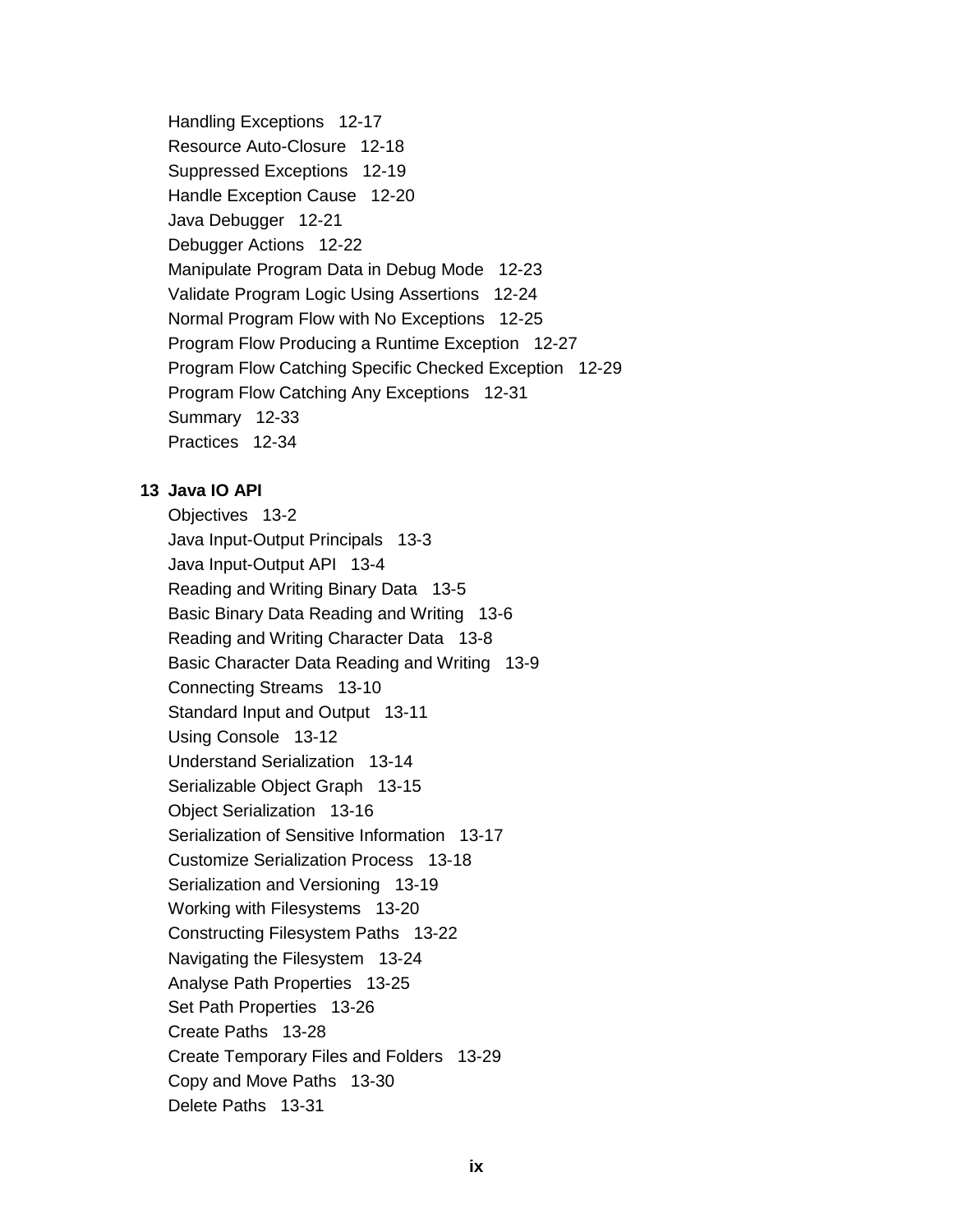Handling Exceptions 12-17
Resource Auto-Closure 12-18
Suppressed Exceptions 12-19
Handle Exception Cause 12-20
Java Debugger 12-21
Debugger Actions 12-22
Manipulate Program Data in Debug Mode 12-23
Validate Program Logic Using Assertions 12-24
Normal Program Flow with No Exceptions 12-25
Program Flow Producing a Runtime Exception 12-27
Program Flow Catching Specific Checked Exception 12-29
Program Flow Catching Any Exceptions 12-31
Summary 12-33
Practices 12-34

**13 Java IO API**

Objectives 13-2
Java Input-Output Principals 13-3
Java Input-Output API 13-4
Reading and Writing Binary Data 13-5
Basic Binary Data Reading and Writing 13-6
Reading and Writing Character Data 13-8
Basic Character Data Reading and Writing 13-9
Connecting Streams 13-10
Standard Input and Output 13-11
Using Console 13-12
Understand Serialization 13-14
Serializable Object Graph 13-15
Object Serialization 13-16
Serialization of Sensitive Information 13-17
Customize Serialization Process 13-18
Serialization and Versioning 13-19
Working with Filesystems 13-20
Constructing Filesystem Paths 13-22
Navigating the Filesystem 13-24
Analyse Path Properties 13-25
Set Path Properties 13-26
Create Paths 13-28
Create Temporary Files and Folders 13-29
Copy and Move Paths 13-30
Delete Paths 13-31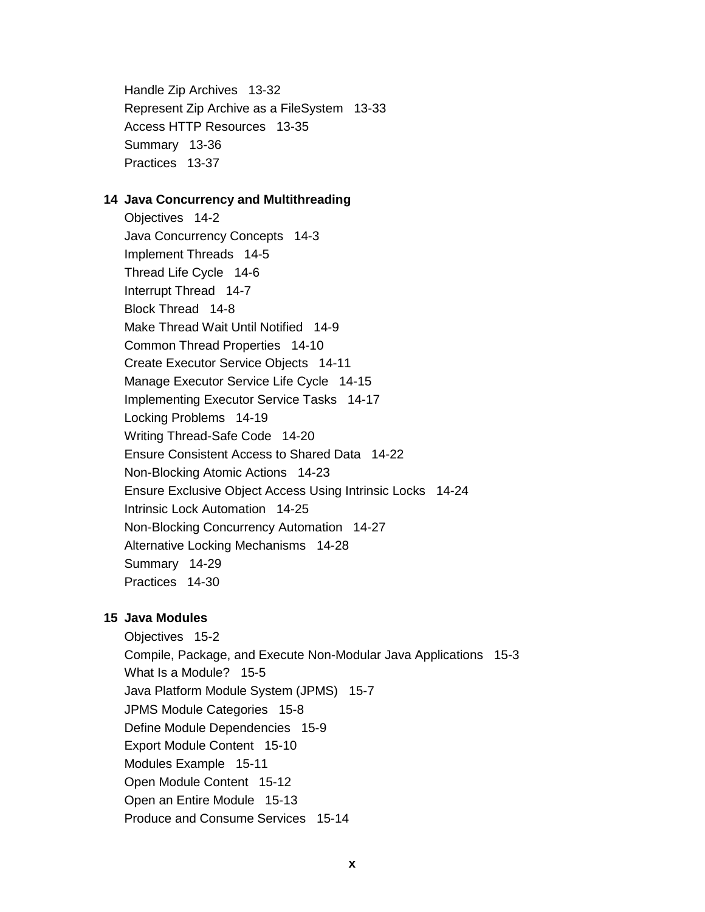Handle Zip Archives 13-32
Represent Zip Archive as a FileSystem 13-33
Access HTTP Resources 13-35
Summary 13-36
Practices 13-37

**14 Java Concurrency and Multithreading**

Objectives 14-2
Java Concurrency Concepts 14-3
Implement Threads 14-5
Thread Life Cycle 14-6
Interrupt Thread 14-7
Block Thread 14-8
Make Thread Wait Until Notified 14-9
Common Thread Properties 14-10
Create Executor Service Objects 14-11
Manage Executor Service Life Cycle 14-15
Implementing Executor Service Tasks 14-17
Locking Problems 14-19
Writing Thread-Safe Code 14-20
Ensure Consistent Access to Shared Data 14-22
Non-Blocking Atomic Actions 14-23
Ensure Exclusive Object Access Using Intrinsic Locks 14-24
Intrinsic Lock Automation 14-25
Non-Blocking Concurrency Automation 14-27
Alternative Locking Mechanisms 14-28
Summary 14-29
Practices 14-30

**15 Java Modules**

Objectives 15-2
Compile, Package, and Execute Non-Modular Java Applications 15-3
What Is a Module? 15-5
Java Platform Module System (JPMS) 15-7
JPMS Module Categories 15-8
Define Module Dependencies 15-9
Export Module Content 15-10
Modules Example 15-11
Open Module Content 15-12
Open an Entire Module 15-13
Produce and Consume Services 15-14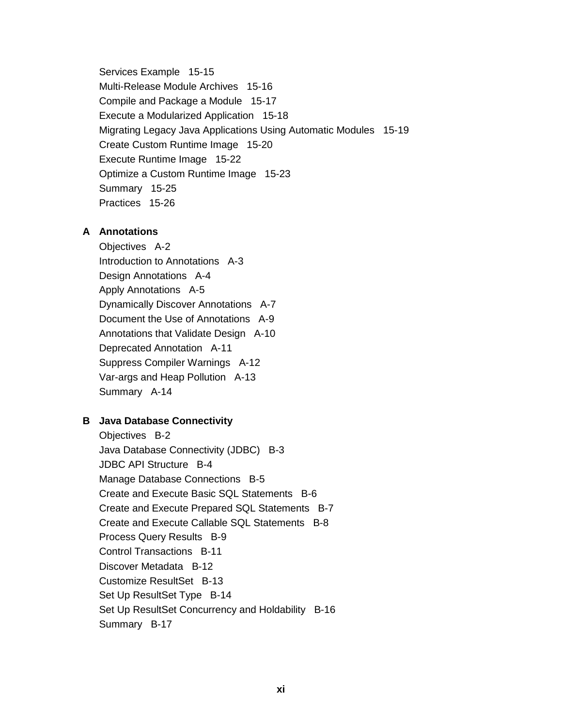Services Example 15-15
Multi-Release Module Archives 15-16
Compile and Package a Module 15-17
Execute a Modularized Application 15-18
Migrating Legacy Java Applications Using Automatic Modules 15-19
Create Custom Runtime Image 15-20
Execute Runtime Image 15-22
Optimize a Custom Runtime Image 15-23
Summary 15-25
Practices 15-26

**A Annotations**

Objectives A-2
Introduction to Annotations A-3
Design Annotations A-4
Apply Annotations A-5
Dynamically Discover Annotations A-7
Document the Use of Annotations A-9
Annotations that Validate Design A-10
Deprecated Annotation A-11
Suppress Compiler Warnings A-12
Var-args and Heap Pollution A-13
Summary A-14

**B Java Database Connectivity**

Objectives B-2
Java Database Connectivity (JDBC) B-3
JDBC API Structure B-4
Manage Database Connections B-5
Create and Execute Basic SQL Statements B-6
Create and Execute Prepared SQL Statements B-7
Create and Execute Callable SQL Statements B-8
Process Query Results B-9
Control Transactions B-11
Discover Metadata B-12
Customize ResultSet B-13
Set Up ResultSet Type B-14
Set Up ResultSet Concurrency and Holdability B-16
Summary B-17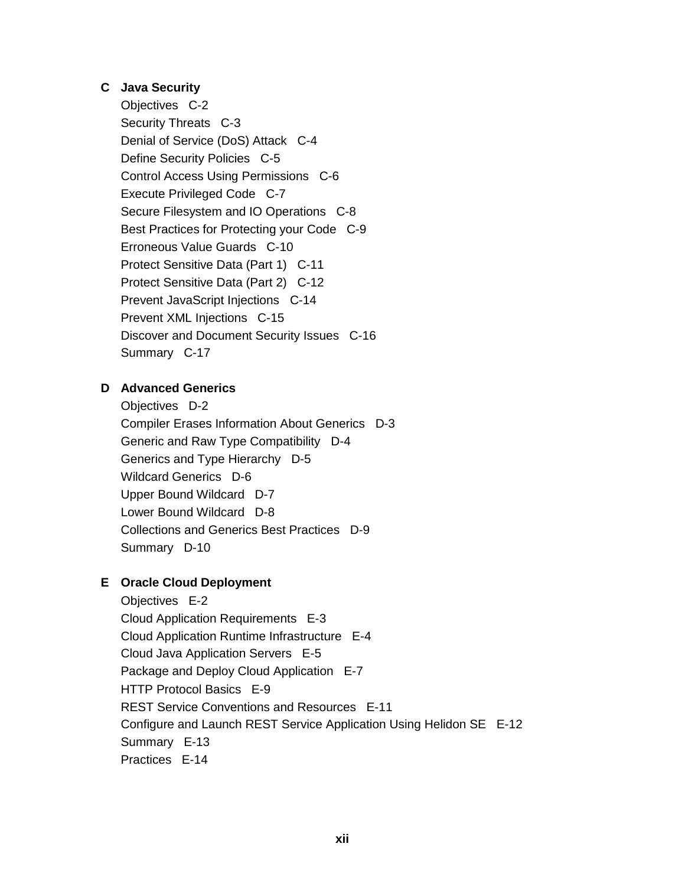## C Java Security

Objectives C-2
Security Threats C-3
Denial of Service (DoS) Attack C-4
Define Security Policies C-5
Control Access Using Permissions C-6
Execute Privileged Code C-7
Secure Filesystem and IO Operations C-8
Best Practices for Protecting your Code C-9
Erroneous Value Guards C-10
Protect Sensitive Data (Part 1) C-11
Protect Sensitive Data (Part 2) C-12
Prevent JavaScript Injections C-14
Prevent XML Injections C-15
Discover and Document Security Issues C-16
Summary C-17

## D Advanced Generics

Objectives D-2
Compiler Erases Information About Generics D-3
Generic and Raw Type Compatibility D-4
Generics and Type Hierarchy D-5
Wildcard Generics D-6
Upper Bound Wildcard D-7
Lower Bound Wildcard D-8
Collections and Generics Best Practices D-9
Summary D-10

## E Oracle Cloud Deployment

Objectives E-2
Cloud Application Requirements E-3
Cloud Application Runtime Infrastructure E-4
Cloud Java Application Servers E-5
Package and Deploy Cloud Application E-7
HTTP Protocol Basics E-9
REST Service Conventions and Resources E-11
Configure and Launch REST Service Application Using Helidon SE E-12
Summary E-13
Practices E-14